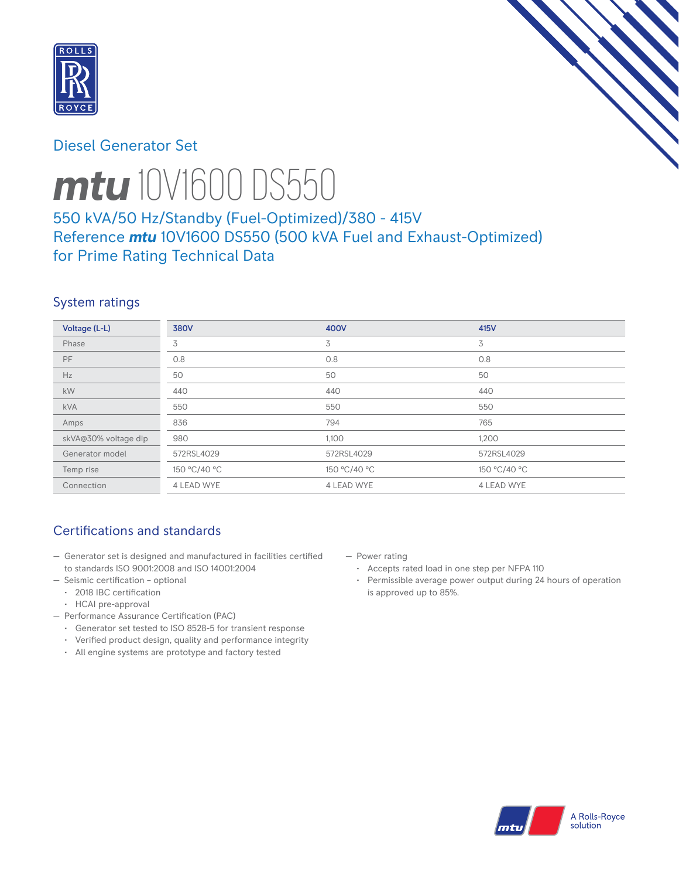Diesel Generator Set

# mtu 10V1600 DS550

## 550 kVA/50 Hz/Standby (Fuel-Optimized)/380 - 415V
## Reference mtu 10V1600 DS550 (500 kVA Fuel and Exhaust-Optimized) for Prime Rating Technical Data

## System ratings

| Voltage (L-L) | 380V | 400V | 415V |
|---|---|---|---|
| Phase | 3 | 3 | 3 |
| PF | 0.8 | 0.8 | 0.8 |
| Hz | 50 | 50 | 50 |
| kW | 440 | 440 | 440 |
| kVA | 550 | 550 | 550 |
| Amps | 836 | 794 | 765 |
| skVA@30% voltage dip | 980 | 1,100 | 1,200 |
| Generator model | 572RSL4029 | 572RSL4029 | 572RSL4029 |
| Temp rise | 150 °C/40 °C | 150 °C/40 °C | 150 °C/40 °C |
| Connection | 4 LEAD WYE | 4 LEAD WYE | 4 LEAD WYE |

## Certifications and standards

- Generator set is designed and manufactured in facilities certified to standards ISO 9001:2008 and ISO 14001:2004
- Seismic certification – optional
  - 2018 IBC certification
  - HCAI pre-approval
- Performance Assurance Certification (PAC)
  - Generator set tested to ISO 8528-5 for transient response
  - Verified product design, quality and performance integrity
  - All engine systems are prototype and factory tested
- Power rating
  - Accepts rated load in one step per NFPA 110
  - Permissible average power output during 24 hours of operation is approved up to 85%.

A Rolls-Royce solution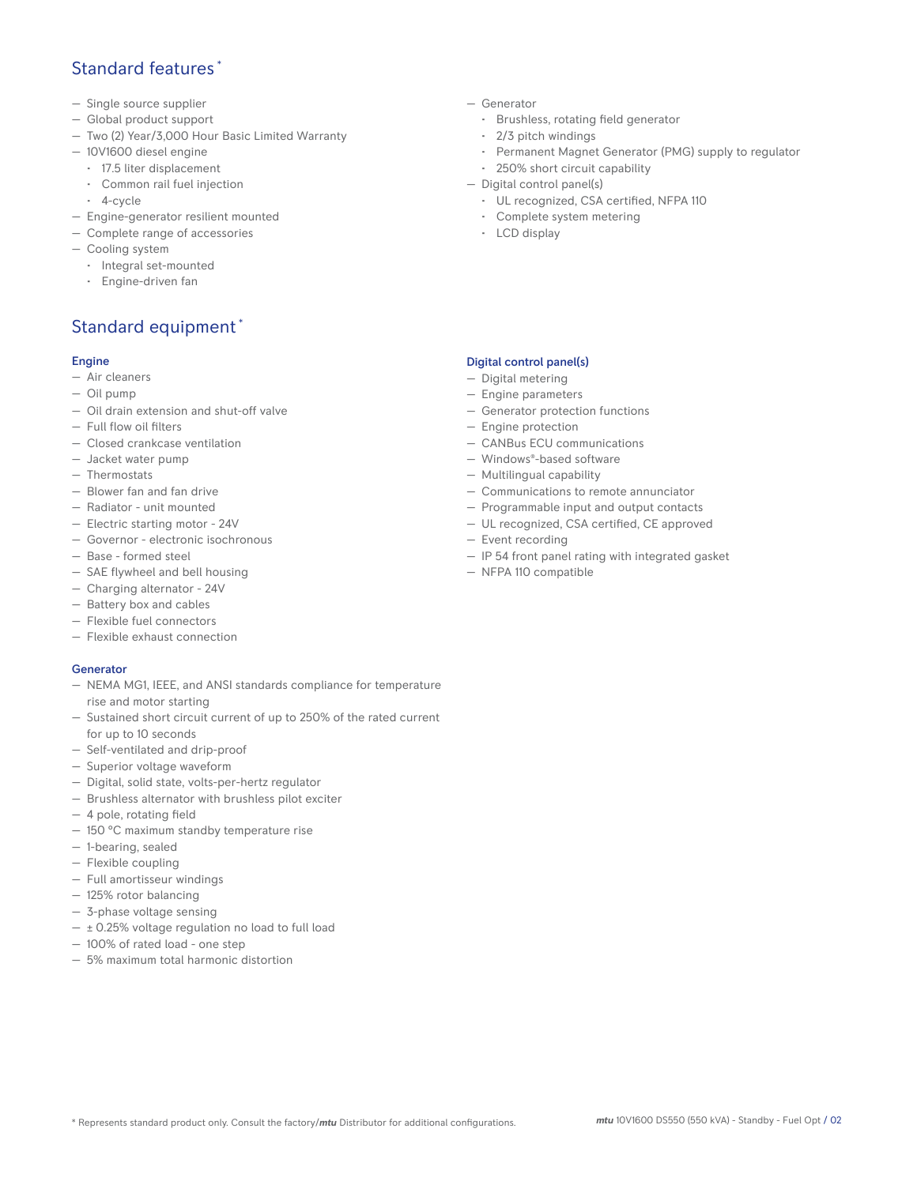## Standard features *

- Single source supplier
- Global product support
- Two (2) Year/3,000 Hour Basic Limited Warranty
- 10V1600 diesel engine
  - 17.5 liter displacement
  - Common rail fuel injection
  - 4-cycle
- Engine-generator resilient mounted
- Complete range of accessories
- Cooling system
  - Integral set-mounted
  - Engine-driven fan
- Generator
  - Brushless, rotating field generator
  - 2/3 pitch windings
  - Permanent Magnet Generator (PMG) supply to regulator
  - 250% short circuit capability
- Digital control panel(s)
  - UL recognized, CSA certified, NFPA 110
  - Complete system metering
  - LCD display

## Standard equipment *

### Engine

- Air cleaners
- Oil pump
- Oil drain extension and shut-off valve
- Full flow oil filters
- Closed crankcase ventilation
- Jacket water pump
- Thermostats
- Blower fan and fan drive
- Radiator - unit mounted
- Electric starting motor - 24V
- Governor - electronic isochronous
- Base - formed steel
- SAE flywheel and bell housing
- Charging alternator - 24V
- Battery box and cables
- Flexible fuel connectors
- Flexible exhaust connection

### Generator

- NEMA MG1, IEEE, and ANSI standards compliance for temperature rise and motor starting
- Sustained short circuit current of up to 250% of the rated current for up to 10 seconds
- Self-ventilated and drip-proof
- Superior voltage waveform
- Digital, solid state, volts-per-hertz regulator
- Brushless alternator with brushless pilot exciter
- 4 pole, rotating field
- 150 °C maximum standby temperature rise
- 1-bearing, sealed
- Flexible coupling
- Full amortisseur windings
- 125% rotor balancing
- 3-phase voltage sensing
- ± 0.25% voltage regulation no load to full load
- 100% of rated load - one step
- 5% maximum total harmonic distortion

### Digital control panel(s)

- Digital metering
- Engine parameters
- Generator protection functions
- Engine protection
- CANBus ECU communications
- Windows®-based software
- Multilingual capability
- Communications to remote annunciator
- Programmable input and output contacts
- UL recognized, CSA certified, CE approved
- Event recording
- IP 54 front panel rating with integrated gasket
- NFPA 110 compatible

* Represents standard product only. Consult the factory/*mtu* Distributor for additional configurations.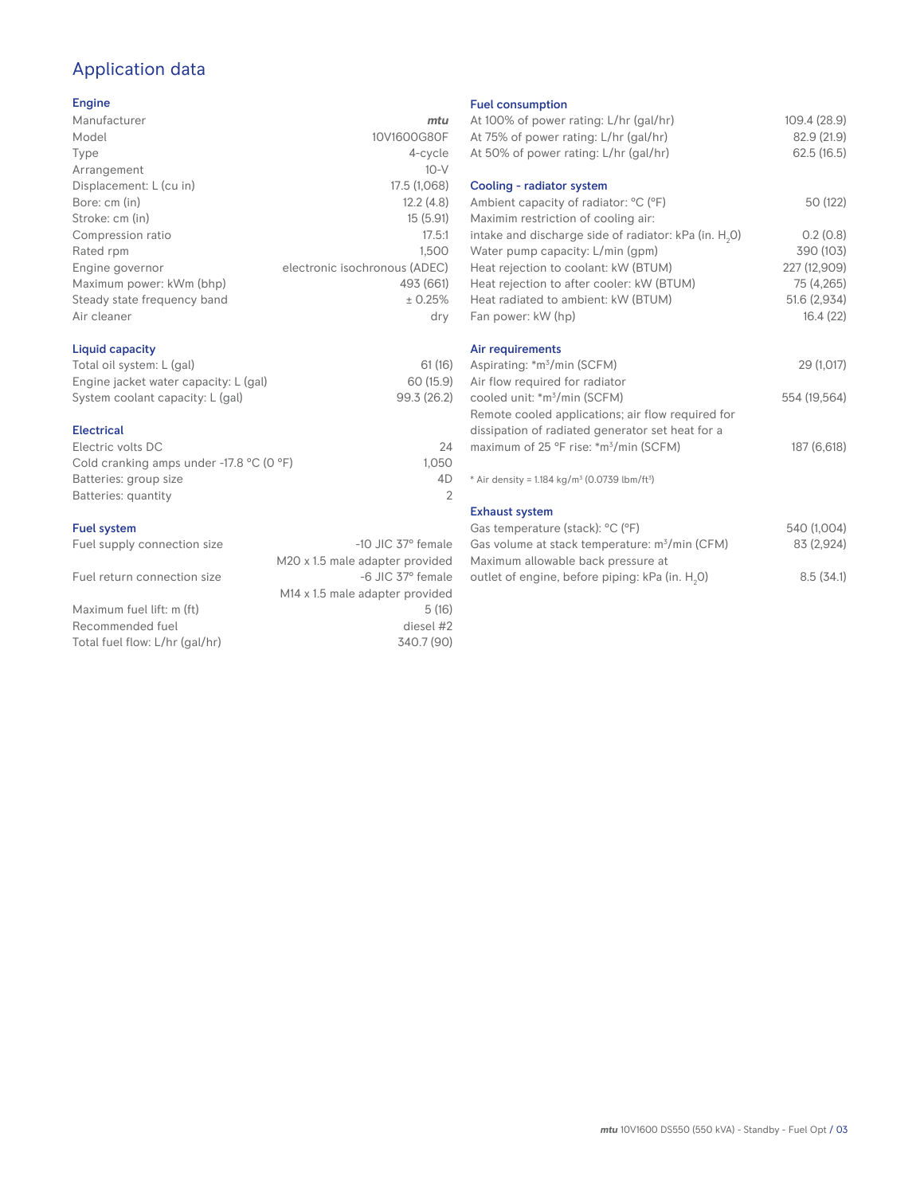# Application data

## Engine

| | |
|---|---|
| Manufacturer | *mtu* |
| Model | 10V1600G80F |
| Type | 4-cycle |
| Arrangement | 10-V |
| Displacement: L (cu in) | 17.5 (1,068) |
| Bore: cm (in) | 12.2 (4.8) |
| Stroke: cm (in) | 15 (5.91) |
| Compression ratio | 17.5:1 |
| Rated rpm | 1,500 |
| Engine governor | electronic isochronous (ADEC) |
| Maximum power: kWm (bhp) | 493 (661) |
| Steady state frequency band | ± 0.25% |
| Air cleaner | dry |

## Liquid capacity

| | |
|---|---|
| Total oil system: L (gal) | 61 (16) |
| Engine jacket water capacity: L (gal) | 60 (15.9) |
| System coolant capacity: L (gal) | 99.3 (26.2) |

## Electrical

| | |
|---|---|
| Electric volts DC | 24 |
| Cold cranking amps under -17.8 °C (0 °F) | 1,050 |
| Batteries: group size | 4D |
| Batteries: quantity | 2 |

## Fuel system

| | |
|---|---|
| Fuel supply connection size | -10 JIC 37° female<br>M20 x 1.5 male adapter provided |
| Fuel return connection size | -6 JIC 37° female<br>M14 x 1.5 male adapter provided |
| Maximum fuel lift: m (ft) | 5 (16) |
| Recommended fuel | diesel #2 |
| Total fuel flow: L/hr (gal/hr) | 340.7 (90) |

## Fuel consumption

| | |
|---|---|
| At 100% of power rating: L/hr (gal/hr) | 109.4 (28.9) |
| At 75% of power rating: L/hr (gal/hr) | 82.9 (21.9) |
| At 50% of power rating: L/hr (gal/hr) | 62.5 (16.5) |

## Cooling - radiator system

| | |
|---|---|
| Ambient capacity of radiator: °C (°F) | 50 (122) |
| Maximim restriction of cooling air: intake and discharge side of radiator: kPa (in. $H_2O$) | 0.2 (0.8) |
| Water pump capacity: L/min (gpm) | 390 (103) |
| Heat rejection to coolant: kW (BTUM) | 227 (12,909) |
| Heat rejection to after cooler: kW (BTUM) | 75 (4,265) |
| Heat radiated to ambient: kW (BTUM) | 51.6 (2,934) |
| Fan power: kW (hp) | 16.4 (22) |

## Air requirements

| | |
|---|---|
| Aspirating: *$m^3$/min (SCFM) | 29 (1,017) |
| Air flow required for radiator cooled unit: *$m^3$/min (SCFM) | 554 (19,564) |
| Remote cooled applications; air flow required for dissipation of radiated generator set heat for a maximum of 25 °F rise: *$m^3$/min (SCFM) | 187 (6,618) |

* Air density = 1.184 kg/$m^3$ (0.0739 lbm/$ft^3$)

## Exhaust system

| | |
|---|---|
| Gas temperature (stack): °C (°F) | 540 (1,004) |
| Gas volume at stack temperature: $m^3$/min (CFM) | 83 (2,924) |
| Maximum allowable back pressure at outlet of engine, before piping: kPa (in. $H_2O$) | 8.5 (34.1) |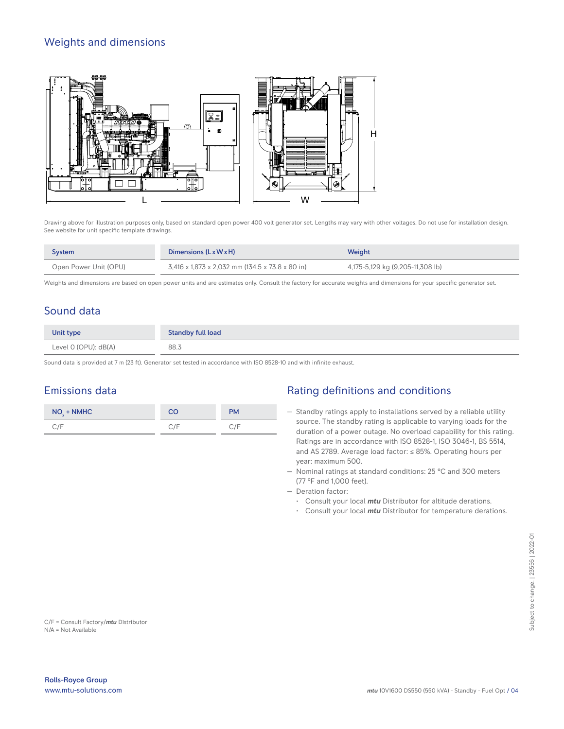## Weights and dimensions

L

W

H

Drawing above for illustration purposes only, based on standard open power 400 volt generator set. Lengths may vary with other voltages. Do not use for installation design. See website for unit specific template drawings.

| System | Dimensions (L x W x H) | Weight |
|---|---|---|
| Open Power Unit (OPU) | 3,416 x 1,873 x 2,032 mm (134.5 x 73.8 x 80 in) | 4,175-5,129 kg (9,205-11,308 lb) |

Weights and dimensions are based on open power units and are estimates only. Consult the factory for accurate weights and dimensions for your specific generator set.

## Sound data

| Unit type | Standby full load |
|---|---|
| Level 0 (OPU): dB(A) | 88.3 |

Sound data is provided at 7 m (23 ft). Generator set tested in accordance with ISO 8528-10 and with infinite exhaust.

## Emissions data

| $NO_x$ + NMHC | CO | PM |
|---|---|---|
| C/F | C/F | C/F |

C/F = Consult Factory/***mtu*** Distributor
N/A = Not Available

## Rating definitions and conditions

- Standby ratings apply to installations served by a reliable utility source. The standby rating is applicable to varying loads for the duration of a power outage. No overload capability for this rating. Ratings are in accordance with ISO 8528-1, ISO 3046-1, BS 5514, and AS 2789. Average load factor: ≤ 85%. Operating hours per year: maximum 500.
- Nominal ratings at standard conditions: 25 °C and 300 meters (77 °F and 1,000 feet).
- Deration factor:
  - Consult your local ***mtu*** Distributor for altitude derations.
  - Consult your local ***mtu*** Distributor for temperature derations.

Subject to change. | 23556 | 2022-01

Rolls-Royce Group
www.mtu-solutions.com

***mtu*** 10V1600 DS550 (550 kVA) - Standby - Fuel Opt